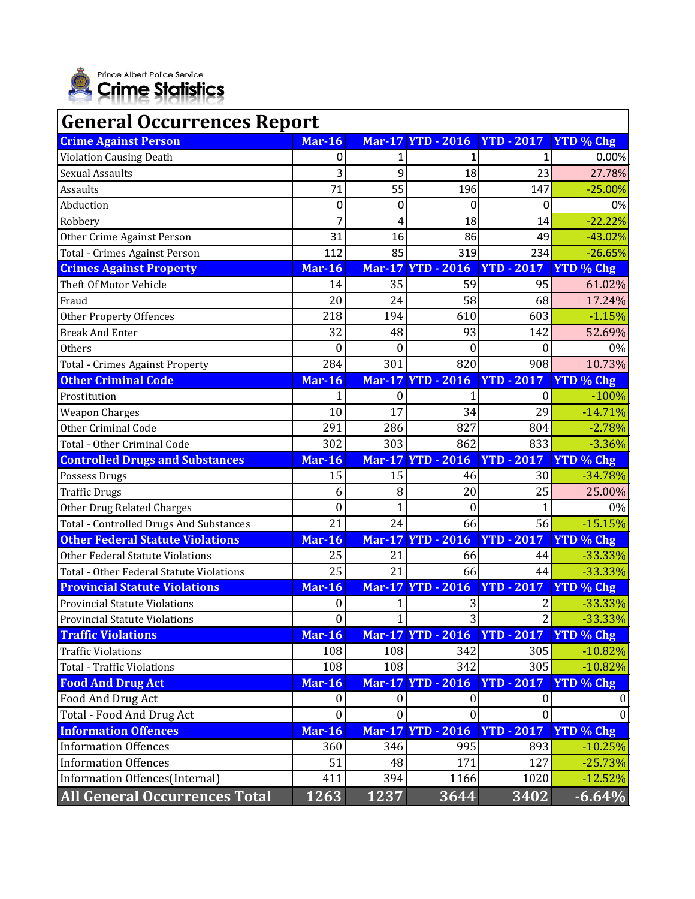Prince Albert Police Service

# Crime Statistics

## General Occurrences Report

| Crime Against Person | Mar-16 | Mar-17 | YTD - 2016 | YTD - 2017 | YTD % Chg |
|---|---|---|---|---|---|
| Violation Causing Death | 0 | 1 | 1 | 1 | 0.00% |
| Sexual Assaults | 3 | 9 | 18 | 23 | 27.78% |
| Assaults | 71 | 55 | 196 | 147 | -25.00% |
| Abduction | 0 | 0 | 0 | 0 | 0% |
| Robbery | 7 | 4 | 18 | 14 | -22.22% |
| Other Crime Against Person | 31 | 16 | 86 | 49 | -43.02% |
| Total - Crimes Against Person | 112 | 85 | 319 | 234 | -26.65% |
| **Crimes Against Property** | **Mar-16** | **Mar-17** | **YTD - 2016** | **YTD - 2017** | **YTD % Chg** |
| Theft Of Motor Vehicle | 14 | 35 | 59 | 95 | 61.02% |
| Fraud | 20 | 24 | 58 | 68 | 17.24% |
| Other Property Offences | 218 | 194 | 610 | 603 | -1.15% |
| Break And Enter | 32 | 48 | 93 | 142 | 52.69% |
| Others | 0 | 0 | 0 | 0 | 0% |
| Total - Crimes Against Property | 284 | 301 | 820 | 908 | 10.73% |
| **Other Criminal Code** | **Mar-16** | **Mar-17** | **YTD - 2016** | **YTD - 2017** | **YTD % Chg** |
| Prostitution | 1 | 0 | 1 | 0 | -100% |
| Weapon Charges | 10 | 17 | 34 | 29 | -14.71% |
| Other Criminal Code | 291 | 286 | 827 | 804 | -2.78% |
| Total - Other Criminal Code | 302 | 303 | 862 | 833 | -3.36% |
| **Controlled Drugs and Substances** | **Mar-16** | **Mar-17** | **YTD - 2016** | **YTD - 2017** | **YTD % Chg** |
| Possess Drugs | 15 | 15 | 46 | 30 | -34.78% |
| Traffic Drugs | 6 | 8 | 20 | 25 | 25.00% |
| Other Drug Related Charges | 0 | 1 | 0 | 1 | 0% |
| Total - Controlled Drugs And Substances | 21 | 24 | 66 | 56 | -15.15% |
| **Other Federal Statute Violations** | **Mar-16** | **Mar-17** | **YTD - 2016** | **YTD - 2017** | **YTD % Chg** |
| Other Federal Statute Violations | 25 | 21 | 66 | 44 | -33.33% |
| Total - Other Federal Statute Violations | 25 | 21 | 66 | 44 | -33.33% |
| **Provincial Statute Violations** | **Mar-16** | **Mar-17** | **YTD - 2016** | **YTD - 2017** | **YTD % Chg** |
| Provincial Statute Violations | 0 | 1 | 3 | 2 | -33.33% |
| Provincial Statute Violations | 0 | 1 | 3 | 2 | -33.33% |
| **Traffic Violations** | **Mar-16** | **Mar-17** | **YTD - 2016** | **YTD - 2017** | **YTD % Chg** |
| Traffic Violations | 108 | 108 | 342 | 305 | -10.82% |
| Total - Traffic Violations | 108 | 108 | 342 | 305 | -10.82% |
| **Food And Drug Act** | **Mar-16** | **Mar-17** | **YTD - 2016** | **YTD - 2017** | **YTD % Chg** |
| Food And Drug Act | 0 | 0 | 0 | 0 | 0 |
| Total - Food And Drug Act | 0 | 0 | 0 | 0 | 0 |
| **Information Offences** | **Mar-16** | **Mar-17** | **YTD - 2016** | **YTD - 2017** | **YTD % Chg** |
| Information Offences | 360 | 346 | 995 | 893 | -10.25% |
| Information Offences | 51 | 48 | 171 | 127 | -25.73% |
| Information Offences(Internal) | 411 | 394 | 1166 | 1020 | -12.52% |
| **All General Occurrences Total** | **1263** | **1237** | **3644** | **3402** | **-6.64%** |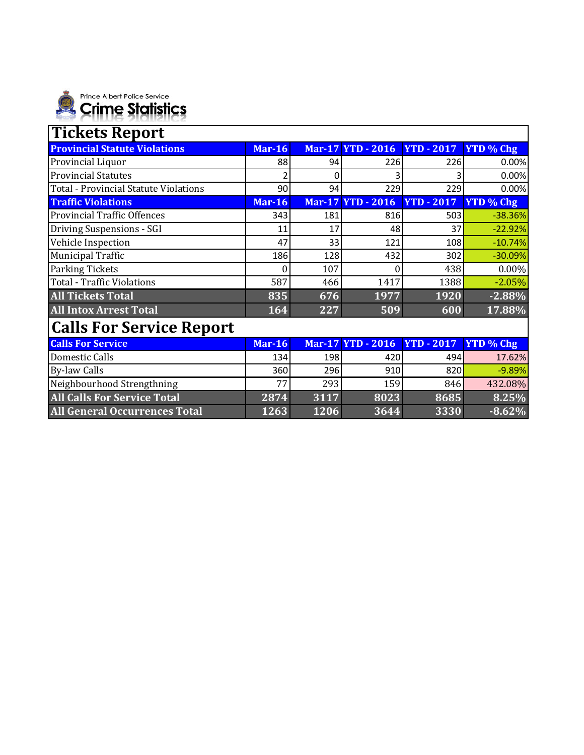Prince Albert Police Service

# Crime Statistics

## Tickets Report

| Provincial Statute Violations | Mar-16 | Mar-17 | YTD - 2016 | YTD - 2017 | YTD % Chg |
|---|---|---|---|---|---|
| Provincial Liquor | 88 | 94 | 226 | 226 | 0.00% |
| Provincial Statutes | 2 | 0 | 3 | 3 | 0.00% |
| Total - Provincial Statute Violations | 90 | 94 | 229 | 229 | 0.00% |
| **Traffic Violations** | **Mar-16** | **Mar-17** | **YTD - 2016** | **YTD - 2017** | **YTD % Chg** |
| Provincial Traffic Offences | 343 | 181 | 816 | 503 | -38.36% |
| Driving Suspensions - SGI | 11 | 17 | 48 | 37 | -22.92% |
| Vehicle Inspection | 47 | 33 | 121 | 108 | -10.74% |
| Municipal Traffic | 186 | 128 | 432 | 302 | -30.09% |
| Parking Tickets | 0 | 107 | 0 | 438 | 0.00% |
| Total - Traffic Violations | 587 | 466 | 1417 | 1388 | -2.05% |
| **All Tickets Total** | **835** | **676** | **1977** | **1920** | **-2.88%** |
| **All Intox Arrest Total** | **164** | **227** | **509** | **600** | **17.88%** |

## Calls For Service Report

| Calls For Service | Mar-16 | Mar-17 | YTD - 2016 | YTD - 2017 | YTD % Chg |
|---|---|---|---|---|---|
| Domestic Calls | 134 | 198 | 420 | 494 | 17.62% |
| By-law Calls | 360 | 296 | 910 | 820 | -9.89% |
| Neighbourhood Strengthning | 77 | 293 | 159 | 846 | 432.08% |
| **All Calls For Service Total** | **2874** | **3117** | **8023** | **8685** | **8.25%** |
| **All General Occurrences Total** | **1263** | **1206** | **3644** | **3330** | **-8.62%** |